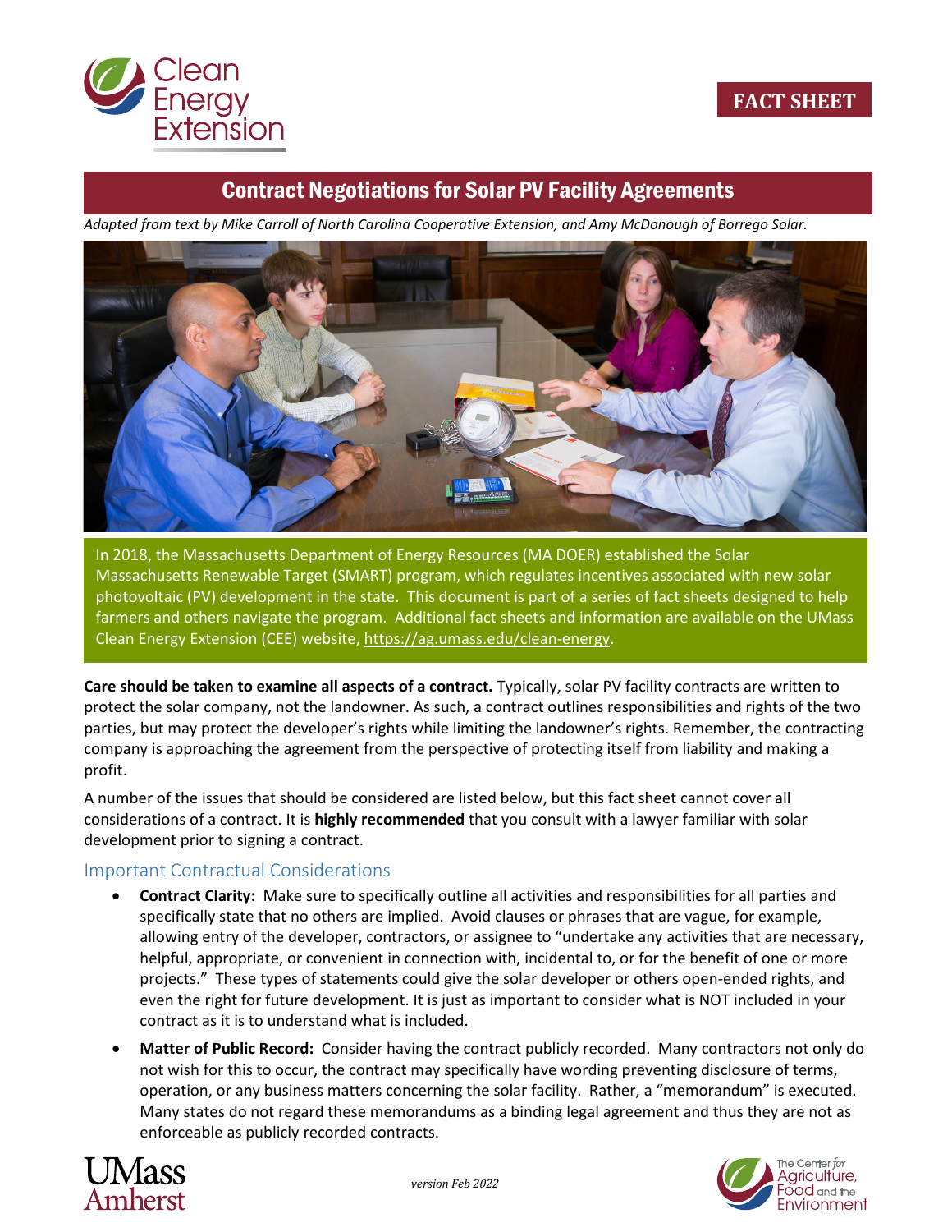FACT SHEET

# Contract Negotiations for Solar PV Facility Agreements

*Adapted from text by Mike Carroll of North Carolina Cooperative Extension, and Amy McDonough of Borrego Solar.*

In 2018, the Massachusetts Department of Energy Resources (MA DOER) established the Solar Massachusetts Renewable Target (SMART) program, which regulates incentives associated with new solar photovoltaic (PV) development in the state. This document is part of a series of fact sheets designed to help farmers and others navigate the program. Additional fact sheets and information are available on the UMass Clean Energy Extension (CEE) website, https://ag.umass.edu/clean-energy.

**Care should be taken to examine all aspects of a contract.** Typically, solar PV facility contracts are written to protect the solar company, not the landowner. As such, a contract outlines responsibilities and rights of the two parties, but may protect the developer's rights while limiting the landowner's rights. Remember, the contracting company is approaching the agreement from the perspective of protecting itself from liability and making a profit.

A number of the issues that should be considered are listed below, but this fact sheet cannot cover all considerations of a contract. It is **highly recommended** that you consult with a lawyer familiar with solar development prior to signing a contract.

## Important Contractual Considerations

- **Contract Clarity:** Make sure to specifically outline all activities and responsibilities for all parties and specifically state that no others are implied. Avoid clauses or phrases that are vague, for example, allowing entry of the developer, contractors, or assignee to "undertake any activities that are necessary, helpful, appropriate, or convenient in connection with, incidental to, or for the benefit of one or more projects." These types of statements could give the solar developer or others open-ended rights, and even the right for future development. It is just as important to consider what is NOT included in your contract as it is to understand what is included.
- **Matter of Public Record:** Consider having the contract publicly recorded. Many contractors not only do not wish for this to occur, the contract may specifically have wording preventing disclosure of terms, operation, or any business matters concerning the solar facility. Rather, a "memorandum" is executed. Many states do not regard these memorandums as a binding legal agreement and thus they are not as enforceable as publicly recorded contracts.

*version Feb 2022*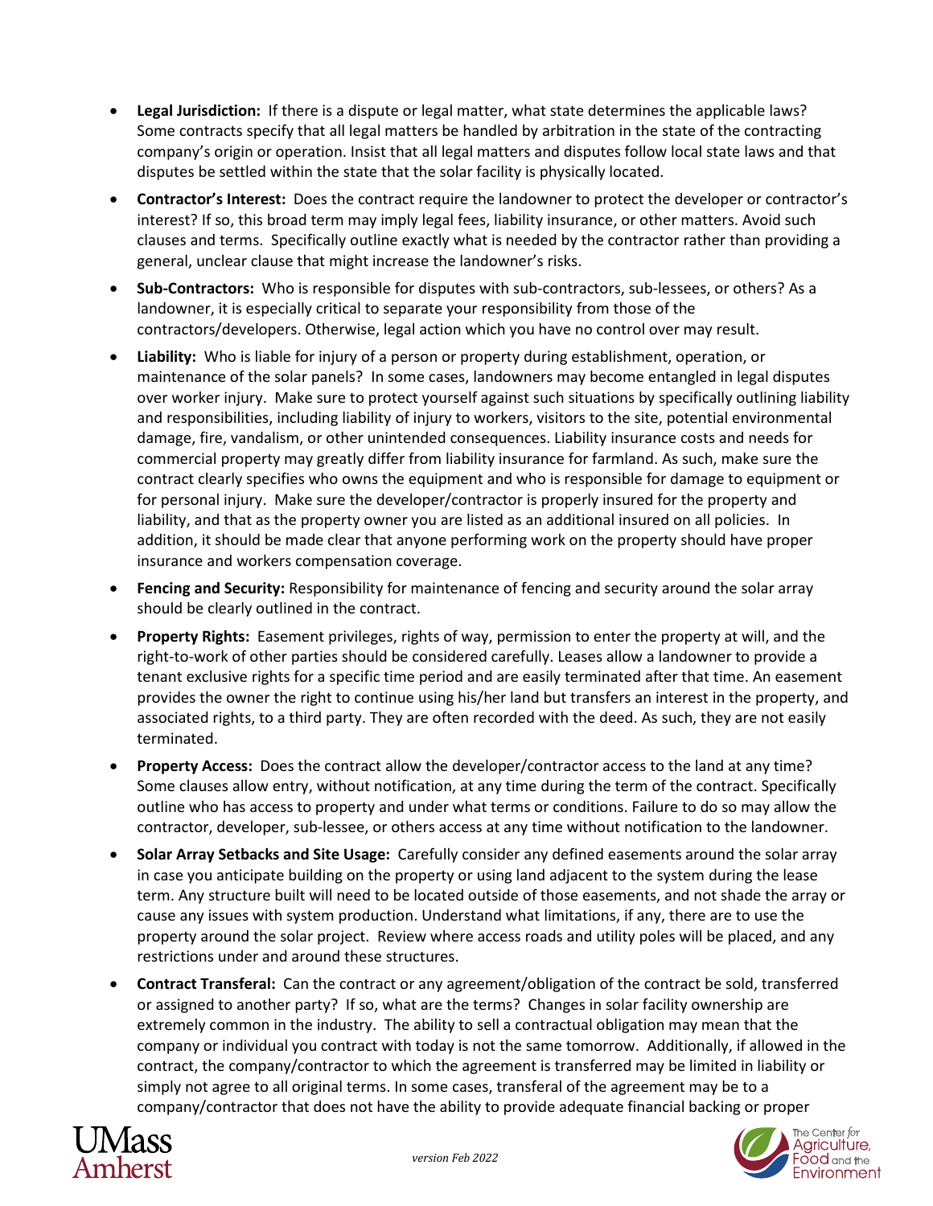- **Legal Jurisdiction:** If there is a dispute or legal matter, what state determines the applicable laws? Some contracts specify that all legal matters be handled by arbitration in the state of the contracting company's origin or operation. Insist that all legal matters and disputes follow local state laws and that disputes be settled within the state that the solar facility is physically located.
- **Contractor's Interest:** Does the contract require the landowner to protect the developer or contractor's interest? If so, this broad term may imply legal fees, liability insurance, or other matters. Avoid such clauses and terms. Specifically outline exactly what is needed by the contractor rather than providing a general, unclear clause that might increase the landowner's risks.
- **Sub-Contractors:** Who is responsible for disputes with sub-contractors, sub-lessees, or others? As a landowner, it is especially critical to separate your responsibility from those of the contractors/developers. Otherwise, legal action which you have no control over may result.
- **Liability:** Who is liable for injury of a person or property during establishment, operation, or maintenance of the solar panels? In some cases, landowners may become entangled in legal disputes over worker injury. Make sure to protect yourself against such situations by specifically outlining liability and responsibilities, including liability of injury to workers, visitors to the site, potential environmental damage, fire, vandalism, or other unintended consequences. Liability insurance costs and needs for commercial property may greatly differ from liability insurance for farmland. As such, make sure the contract clearly specifies who owns the equipment and who is responsible for damage to equipment or for personal injury. Make sure the developer/contractor is properly insured for the property and liability, and that as the property owner you are listed as an additional insured on all policies. In addition, it should be made clear that anyone performing work on the property should have proper insurance and workers compensation coverage.
- **Fencing and Security:** Responsibility for maintenance of fencing and security around the solar array should be clearly outlined in the contract.
- **Property Rights:** Easement privileges, rights of way, permission to enter the property at will, and the right-to-work of other parties should be considered carefully. Leases allow a landowner to provide a tenant exclusive rights for a specific time period and are easily terminated after that time. An easement provides the owner the right to continue using his/her land but transfers an interest in the property, and associated rights, to a third party. They are often recorded with the deed. As such, they are not easily terminated.
- **Property Access:** Does the contract allow the developer/contractor access to the land at any time? Some clauses allow entry, without notification, at any time during the term of the contract. Specifically outline who has access to property and under what terms or conditions. Failure to do so may allow the contractor, developer, sub-lessee, or others access at any time without notification to the landowner.
- **Solar Array Setbacks and Site Usage:** Carefully consider any defined easements around the solar array in case you anticipate building on the property or using land adjacent to the system during the lease term. Any structure built will need to be located outside of those easements, and not shade the array or cause any issues with system production. Understand what limitations, if any, there are to use the property around the solar project. Review where access roads and utility poles will be placed, and any restrictions under and around these structures.
- **Contract Transferal:** Can the contract or any agreement/obligation of the contract be sold, transferred or assigned to another party? If so, what are the terms? Changes in solar facility ownership are extremely common in the industry. The ability to sell a contractual obligation may mean that the company or individual you contract with today is not the same tomorrow. Additionally, if allowed in the contract, the company/contractor to which the agreement is transferred may be limited in liability or simply not agree to all original terms. In some cases, transferal of the agreement may be to a company/contractor that does not have the ability to provide adequate financial backing or proper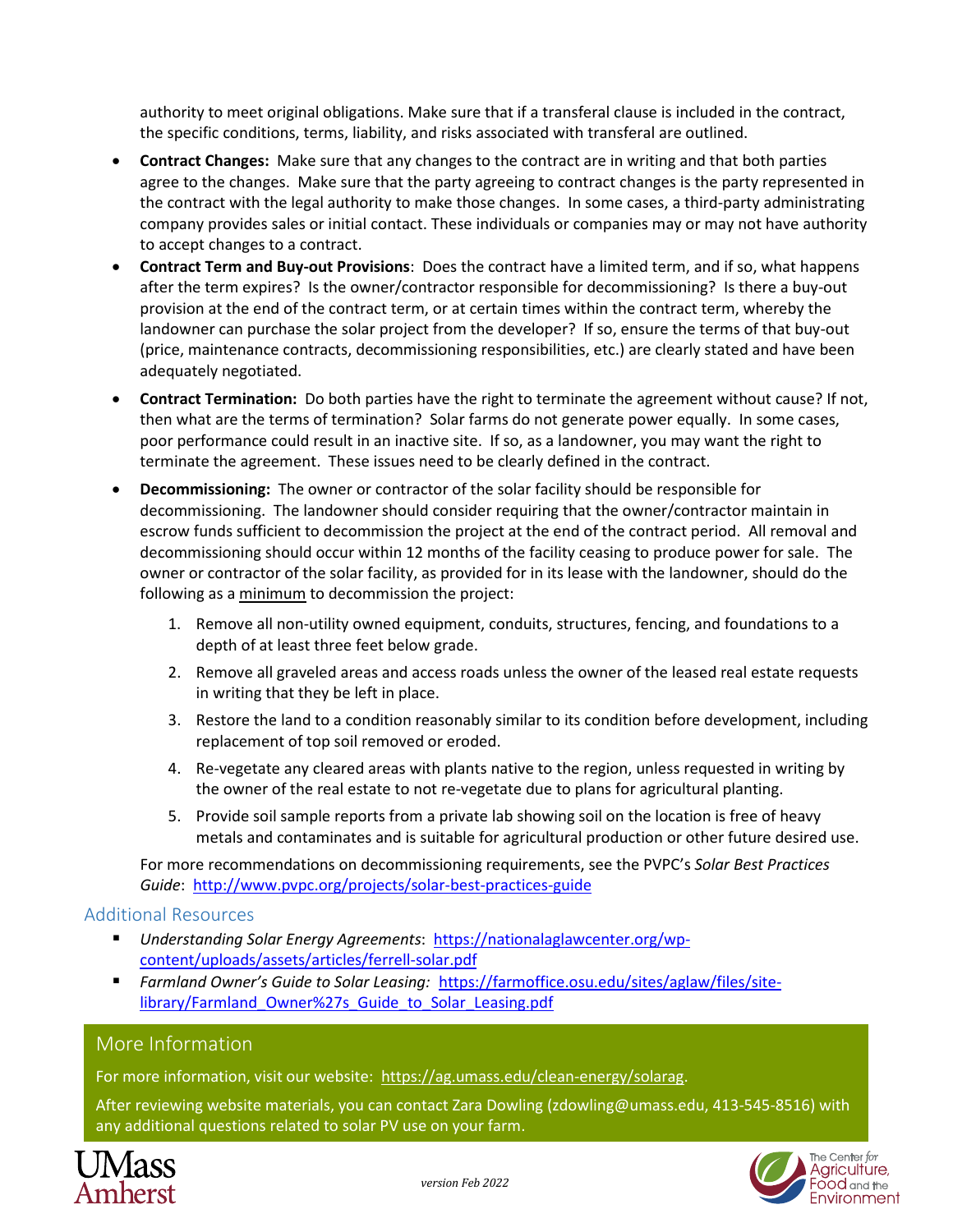authority to meet original obligations. Make sure that if a transferal clause is included in the contract, the specific conditions, terms, liability, and risks associated with transferal are outlined.

- **Contract Changes:** Make sure that any changes to the contract are in writing and that both parties agree to the changes. Make sure that the party agreeing to contract changes is the party represented in the contract with the legal authority to make those changes. In some cases, a third-party administrating company provides sales or initial contact. These individuals or companies may or may not have authority to accept changes to a contract.
- **Contract Term and Buy-out Provisions**: Does the contract have a limited term, and if so, what happens after the term expires? Is the owner/contractor responsible for decommissioning? Is there a buy-out provision at the end of the contract term, or at certain times within the contract term, whereby the landowner can purchase the solar project from the developer? If so, ensure the terms of that buy-out (price, maintenance contracts, decommissioning responsibilities, etc.) are clearly stated and have been adequately negotiated.
- **Contract Termination:** Do both parties have the right to terminate the agreement without cause? If not, then what are the terms of termination? Solar farms do not generate power equally. In some cases, poor performance could result in an inactive site. If so, as a landowner, you may want the right to terminate the agreement. These issues need to be clearly defined in the contract.
- **Decommissioning:** The owner or contractor of the solar facility should be responsible for decommissioning. The landowner should consider requiring that the owner/contractor maintain in escrow funds sufficient to decommission the project at the end of the contract period. All removal and decommissioning should occur within 12 months of the facility ceasing to produce power for sale. The owner or contractor of the solar facility, as provided for in its lease with the landowner, should do the following as a minimum to decommission the project:

    1. Remove all non-utility owned equipment, conduits, structures, fencing, and foundations to a depth of at least three feet below grade.
    2. Remove all graveled areas and access roads unless the owner of the leased real estate requests in writing that they be left in place.
    3. Restore the land to a condition reasonably similar to its condition before development, including replacement of top soil removed or eroded.
    4. Re-vegetate any cleared areas with plants native to the region, unless requested in writing by the owner of the real estate to not re-vegetate due to plans for agricultural planting.
    5. Provide soil sample reports from a private lab showing soil on the location is free of heavy metals and contaminates and is suitable for agricultural production or other future desired use.

    For more recommendations on decommissioning requirements, see the PVPC's *Solar Best Practices Guide*: http://www.pvpc.org/projects/solar-best-practices-guide

## Additional Resources

- *Understanding Solar Energy Agreements*: https://nationalaglawcenter.org/wp-content/uploads/assets/articles/ferrell-solar.pdf
- *Farmland Owner's Guide to Solar Leasing:* https://farmoffice.osu.edu/sites/aglaw/files/site-library/Farmland_Owner%27s_Guide_to_Solar_Leasing.pdf

## More Information

For more information, visit our website: https://ag.umass.edu/clean-energy/solarag.

After reviewing website materials, you can contact Zara Dowling (zdowling@umass.edu, 413-545-8516) with any additional questions related to solar PV use on your farm.

UMass Amherst

*version Feb 2022*

The Center *for* Agriculture, Food and the Environment